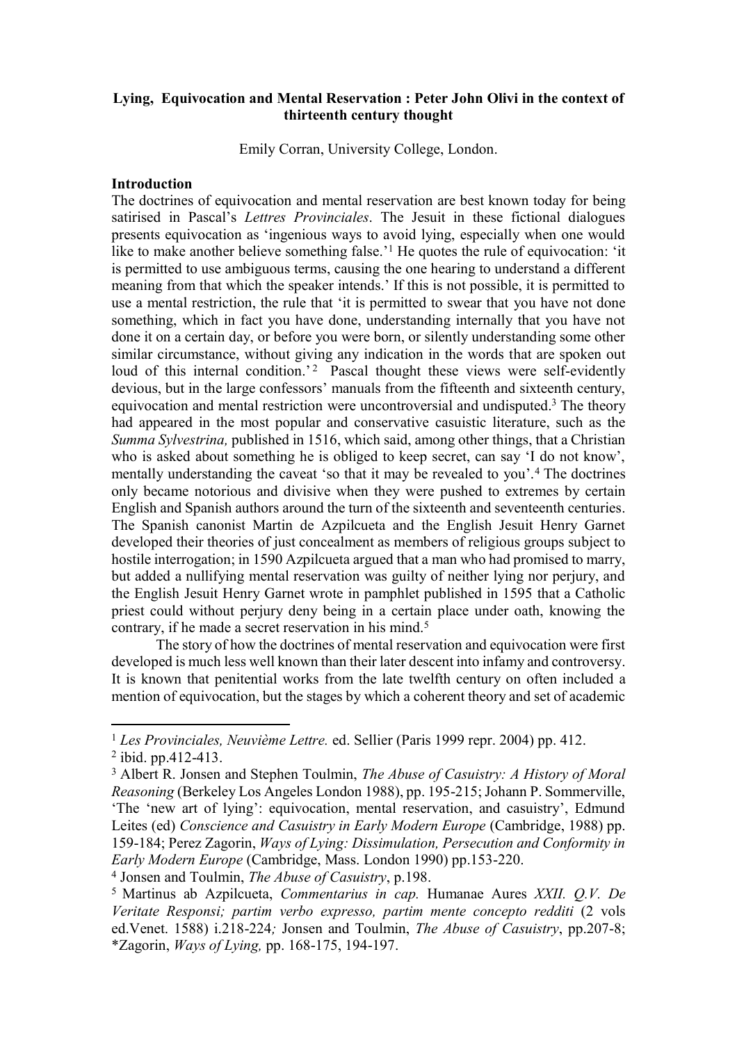# Lying, Equivocation and Mental Reservation : Peter John Olivi in the context of thirteenth century thought

Emily Corran, University College, London.

## Introduction

The doctrines of equivocation and mental reservation are best known today for being satirised in Pascal's *Lettres Provinciales*. The Jesuit in these fictional dialogues presents equivocation as 'ingenious ways to avoid lying, especially when one would like to make another believe something false.'[1] He quotes the rule of equivocation: 'it is permitted to use ambiguous terms, causing the one hearing to understand a different meaning from that which the speaker intends.' If this is not possible, it is permitted to use a mental restriction, the rule that 'it is permitted to swear that you have not done something, which in fact you have done, understanding internally that you have not done it on a certain day, or before you were born, or silently understanding some other similar circumstance, without giving any indication in the words that are spoken out loud of this internal condition.'[2] Pascal thought these views were self-evidently devious, but in the large confessors' manuals from the fifteenth and sixteenth century, equivocation and mental restriction were uncontroversial and undisputed.[3] The theory had appeared in the most popular and conservative casuistic literature, such as the *Summa Sylvestrina,* published in 1516, which said, among other things, that a Christian who is asked about something he is obliged to keep secret, can say 'I do not know', mentally understanding the caveat 'so that it may be revealed to you'.[4] The doctrines only became notorious and divisive when they were pushed to extremes by certain English and Spanish authors around the turn of the sixteenth and seventeenth centuries. The Spanish canonist Martin de Azpilcueta and the English Jesuit Henry Garnet developed their theories of just concealment as members of religious groups subject to hostile interrogation; in 1590 Azpilcueta argued that a man who had promised to marry, but added a nullifying mental reservation was guilty of neither lying nor perjury, and the English Jesuit Henry Garnet wrote in pamphlet published in 1595 that a Catholic priest could without perjury deny being in a certain place under oath, knowing the contrary, if he made a secret reservation in his mind.[5]

The story of how the doctrines of mental reservation and equivocation were first developed is much less well known than their later descent into infamy and controversy. It is known that penitential works from the late twelfth century on often included a mention of equivocation, but the stages by which a coherent theory and set of academic

---

[1] *Les Provinciales, Neuvième Lettre.* ed. Sellier (Paris 1999 repr. 2004) pp. 412.

[2] ibid. pp.412-413.

[3] Albert R. Jonsen and Stephen Toulmin, *The Abuse of Casuistry: A History of Moral Reasoning* (Berkeley Los Angeles London 1988), pp. 195-215; Johann P. Sommerville, 'The 'new art of lying': equivocation, mental reservation, and casuistry', Edmund Leites (ed) *Conscience and Casuistry in Early Modern Europe* (Cambridge, 1988) pp. 159-184; Perez Zagorin, *Ways of Lying: Dissimulation, Persecution and Conformity in Early Modern Europe* (Cambridge, Mass. London 1990) pp.153-220.

[4] Jonsen and Toulmin, *The Abuse of Casuistry*, p.198.

[5] Martinus ab Azpilcueta, *Commentarius in cap.* Humanae Aures *XXII. Q.V. De Veritate Responsi; partim verbo expresso, partim mente concepto redditi* (2 vols ed.Venet. 1588) i.218-224*;* Jonsen and Toulmin, *The Abuse of Casuistry*, pp.207-8; *Zagorin, *Ways of Lying,* pp. 168-175, 194-197.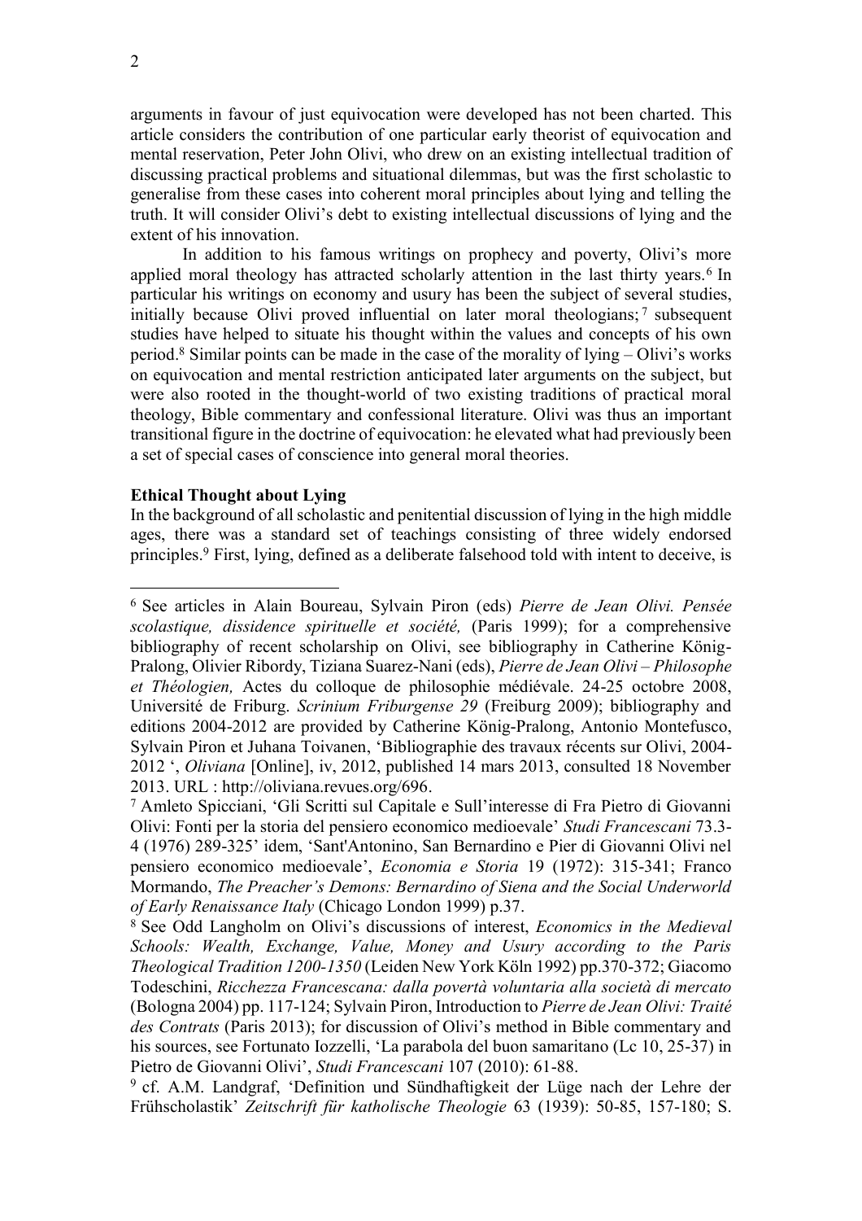arguments in favour of just equivocation were developed has not been charted. This article considers the contribution of one particular early theorist of equivocation and mental reservation, Peter John Olivi, who drew on an existing intellectual tradition of discussing practical problems and situational dilemmas, but was the first scholastic to generalise from these cases into coherent moral principles about lying and telling the truth. It will consider Olivi's debt to existing intellectual discussions of lying and the extent of his innovation.

In addition to his famous writings on prophecy and poverty, Olivi's more applied moral theology has attracted scholarly attention in the last thirty years.[6] In particular his writings on economy and usury has been the subject of several studies, initially because Olivi proved influential on later moral theologians;[7] subsequent studies have helped to situate his thought within the values and concepts of his own period.[8] Similar points can be made in the case of the morality of lying – Olivi's works on equivocation and mental restriction anticipated later arguments on the subject, but were also rooted in the thought-world of two existing traditions of practical moral theology, Bible commentary and confessional literature. Olivi was thus an important transitional figure in the doctrine of equivocation: he elevated what had previously been a set of special cases of conscience into general moral theories.

**Ethical Thought about Lying**

In the background of all scholastic and penitential discussion of lying in the high middle ages, there was a standard set of teachings consisting of three widely endorsed principles.[9] First, lying, defined as a deliberate falsehood told with intent to deceive, is

---

[6] See articles in Alain Boureau, Sylvain Piron (eds) *Pierre de Jean Olivi. Pensée scolastique, dissidence spirituelle et société,* (Paris 1999); for a comprehensive bibliography of recent scholarship on Olivi, see bibliography in Catherine König-Pralong, Olivier Ribordy, Tiziana Suarez-Nani (eds), *Pierre de Jean Olivi – Philosophe et Théologien,* Actes du colloque de philosophie médiévale. 24-25 octobre 2008, Université de Friburg. *Scrinium Friburgense 29* (Freiburg 2009); bibliography and editions 2004-2012 are provided by Catherine König-Pralong, Antonio Montefusco, Sylvain Piron et Juhana Toivanen, 'Bibliographie des travaux récents sur Olivi, 2004-2012 ', *Oliviana* [Online], iv, 2012, published 14 mars 2013, consulted 18 November 2013. URL : http://oliviana.revues.org/696.

[7] Amleto Spicciani, 'Gli Scritti sul Capitale e Sull'interesse di Fra Pietro di Giovanni Olivi: Fonti per la storia del pensiero economico medioevale' *Studi Francescani* 73.3-4 (1976) 289-325' idem, 'Sant'Antonino, San Bernardino e Pier di Giovanni Olivi nel pensiero economico medioevale', *Economia e Storia* 19 (1972): 315-341; Franco Mormando, *The Preacher's Demons: Bernardino of Siena and the Social Underworld of Early Renaissance Italy* (Chicago London 1999) p.37.

[8] See Odd Langholm on Olivi's discussions of interest, *Economics in the Medieval Schools: Wealth, Exchange, Value, Money and Usury according to the Paris Theological Tradition 1200-1350* (Leiden New York Köln 1992) pp.370-372; Giacomo Todeschini, *Ricchezza Francescana: dalla povertà voluntaria alla società di mercato* (Bologna 2004) pp. 117-124; Sylvain Piron, Introduction to *Pierre de Jean Olivi: Traité des Contrats* (Paris 2013); for discussion of Olivi's method in Bible commentary and his sources, see Fortunato Iozzelli, 'La parabola del buon samaritano (Lc 10, 25-37) in Pietro de Giovanni Olivi', *Studi Francescani* 107 (2010): 61-88.

[9] cf. A.M. Landgraf, 'Definition und Sündhaftigkeit der Lüge nach der Lehre der Frühscholastik' *Zeitschrift für katholische Theologie* 63 (1939): 50-85, 157-180; S.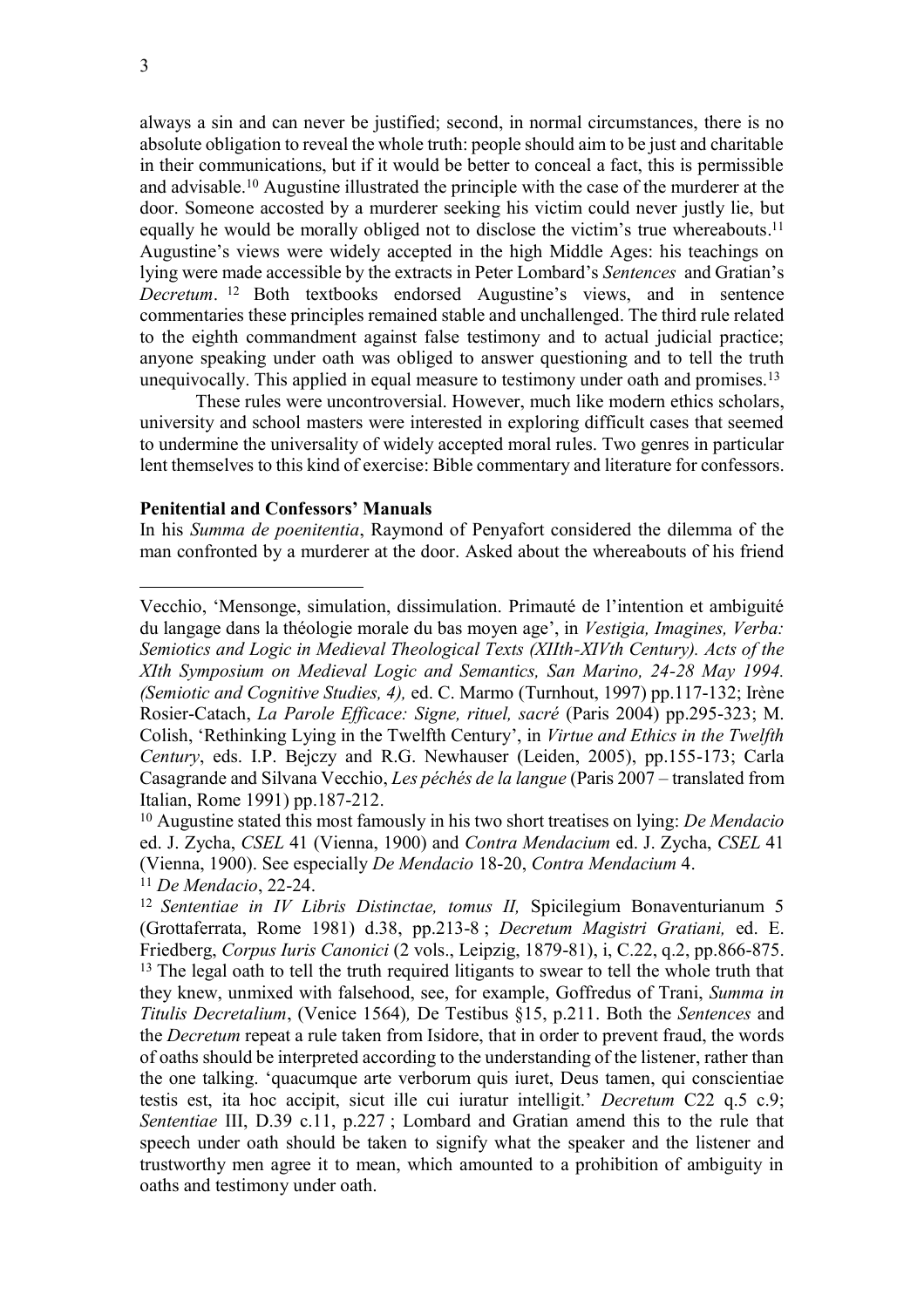always a sin and can never be justified; second, in normal circumstances, there is no absolute obligation to reveal the whole truth: people should aim to be just and charitable in their communications, but if it would be better to conceal a fact, this is permissible and advisable.[10] Augustine illustrated the principle with the case of the murderer at the door. Someone accosted by a murderer seeking his victim could never justly lie, but equally he would be morally obliged not to disclose the victim's true whereabouts.[11] Augustine's views were widely accepted in the high Middle Ages: his teachings on lying were made accessible by the extracts in Peter Lombard's *Sentences* and Gratian's *Decretum*.[12] Both textbooks endorsed Augustine's views, and in sentence commentaries these principles remained stable and unchallenged. The third rule related to the eighth commandment against false testimony and to actual judicial practice; anyone speaking under oath was obliged to answer questioning and to tell the truth unequivocally. This applied in equal measure to testimony under oath and promises.[13]

These rules were uncontroversial. However, much like modern ethics scholars, university and school masters were interested in exploring difficult cases that seemed to undermine the universality of widely accepted moral rules. Two genres in particular lent themselves to this kind of exercise: Bible commentary and literature for confessors.

**Penitential and Confessors' Manuals**

In his *Summa de poenitentia*, Raymond of Penyafort considered the dilemma of the man confronted by a murderer at the door. Asked about the whereabouts of his friend

---

Vecchio, 'Mensonge, simulation, dissimulation. Primauté de l'intention et ambiguité du langage dans la théologie morale du bas moyen age', in *Vestigia, Imagines, Verba: Semiotics and Logic in Medieval Theological Texts (XIIth-XIVth Century). Acts of the XIth Symposium on Medieval Logic and Semantics, San Marino, 24-28 May 1994. (Semiotic and Cognitive Studies, 4),* ed. C. Marmo (Turnhout, 1997) pp.117-132; Irène Rosier-Catach, *La Parole Efficace: Signe, rituel, sacré* (Paris 2004) pp.295-323; M. Colish, 'Rethinking Lying in the Twelfth Century', in *Virtue and Ethics in the Twelfth Century*, eds. I.P. Bejczy and R.G. Newhauser (Leiden, 2005), pp.155-173; Carla Casagrande and Silvana Vecchio, *Les péchés de la langue* (Paris 2007 – translated from Italian, Rome 1991) pp.187-212.

[10] Augustine stated this most famously in his two short treatises on lying: *De Mendacio* ed. J. Zycha, *CSEL* 41 (Vienna, 1900) and *Contra Mendacium* ed. J. Zycha, *CSEL* 41 (Vienna, 1900). See especially *De Mendacio* 18-20, *Contra Mendacium* 4.

[11] *De Mendacio*, 22-24.

[12] *Sententiae in IV Libris Distinctae, tomus II,* Spicilegium Bonaventurianum 5 (Grottaferrata, Rome 1981) d.38, pp.213-8 ; *Decretum Magistri Gratiani,* ed. E. Friedberg, *Corpus Iuris Canonici* (2 vols., Leipzig, 1879-81), i, C.22, q.2, pp.866-875.

[13] The legal oath to tell the truth required litigants to swear to tell the whole truth that they knew, unmixed with falsehood, see, for example, Goffredus of Trani, *Summa in Titulis Decretalium*, (Venice 1564)*,* De Testibus §15, p.211. Both the *Sentences* and the *Decretum* repeat a rule taken from Isidore, that in order to prevent fraud, the words of oaths should be interpreted according to the understanding of the listener, rather than the one talking. 'quacumque arte verborum quis iuret, Deus tamen, qui conscientiae testis est, ita hoc accipit, sicut ille cui iuratur intelligit.' *Decretum* C22 q.5 c.9; *Sententiae* III, D.39 c.11, p.227 ; Lombard and Gratian amend this to the rule that speech under oath should be taken to signify what the speaker and the listener and trustworthy men agree it to mean, which amounted to a prohibition of ambiguity in oaths and testimony under oath.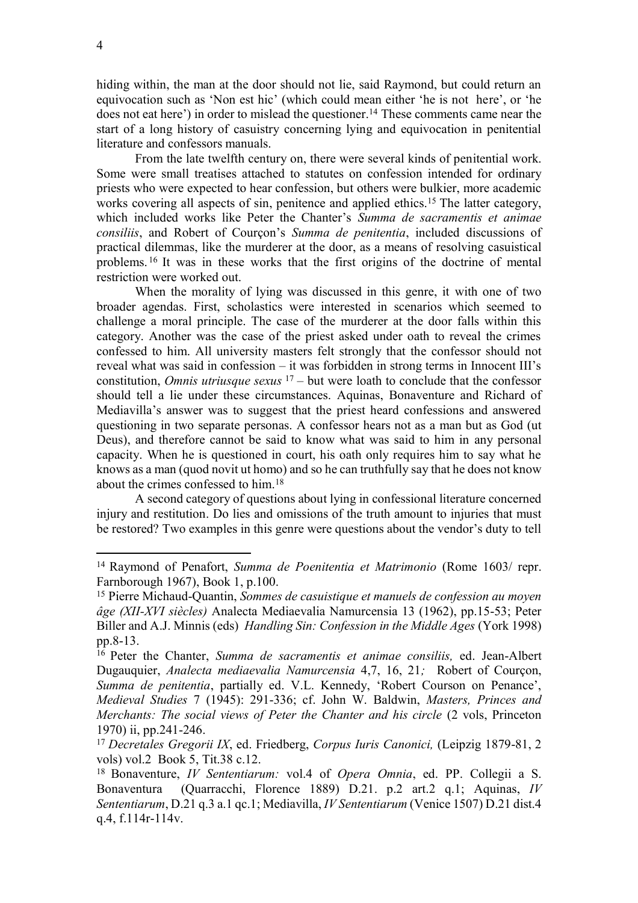hiding within, the man at the door should not lie, said Raymond, but could return an equivocation such as 'Non est hic' (which could mean either 'he is not here', or 'he does not eat here') in order to mislead the questioner.[14] These comments came near the start of a long history of casuistry concerning lying and equivocation in penitential literature and confessors manuals.

From the late twelfth century on, there were several kinds of penitential work. Some were small treatises attached to statutes on confession intended for ordinary priests who were expected to hear confession, but others were bulkier, more academic works covering all aspects of sin, penitence and applied ethics.[15] The latter category, which included works like Peter the Chanter's *Summa de sacramentis et animae consiliis*, and Robert of Courçon's *Summa de penitentia*, included discussions of practical dilemmas, like the murderer at the door, as a means of resolving casuistical problems.[16] It was in these works that the first origins of the doctrine of mental restriction were worked out.

When the morality of lying was discussed in this genre, it with one of two broader agendas. First, scholastics were interested in scenarios which seemed to challenge a moral principle. The case of the murderer at the door falls within this category. Another was the case of the priest asked under oath to reveal the crimes confessed to him. All university masters felt strongly that the confessor should not reveal what was said in confession – it was forbidden in strong terms in Innocent III's constitution, *Omnis utriusque sexus* [17] – but were loath to conclude that the confessor should tell a lie under these circumstances. Aquinas, Bonaventure and Richard of Mediavilla's answer was to suggest that the priest heard confessions and answered questioning in two separate personas. A confessor hears not as a man but as God (ut Deus), and therefore cannot be said to know what was said to him in any personal capacity. When he is questioned in court, his oath only requires him to say what he knows as a man (quod novit ut homo) and so he can truthfully say that he does not know about the crimes confessed to him.[18]

A second category of questions about lying in confessional literature concerned injury and restitution. Do lies and omissions of the truth amount to injuries that must be restored? Two examples in this genre were questions about the vendor's duty to tell

---

[14] Raymond of Penafort, *Summa de Poenitentia et Matrimonio* (Rome 1603/ repr. Farnborough 1967), Book 1, p.100.

[15] Pierre Michaud-Quantin, *Sommes de casuistique et manuels de confession au moyen âge (XII-XVI siècles)* Analecta Mediaevalia Namurcensia 13 (1962), pp.15-53; Peter Biller and A.J. Minnis (eds) *Handling Sin: Confession in the Middle Ages* (York 1998) pp.8-13.

[16] Peter the Chanter, *Summa de sacramentis et animae consiliis,* ed. Jean-Albert Dugauquier, *Analecta mediaevalia Namurcensia* 4,7, 16, 21*;* Robert of Courçon, *Summa de penitentia*, partially ed. V.L. Kennedy, 'Robert Courson on Penance', *Medieval Studies* 7 (1945): 291-336; cf. John W. Baldwin, *Masters, Princes and Merchants: The social views of Peter the Chanter and his circle* (2 vols, Princeton 1970) ii, pp.241-246.

[17] *Decretales Gregorii IX*, ed. Friedberg, *Corpus Iuris Canonici,* (Leipzig 1879-81, 2 vols) vol.2 Book 5, Tit.38 c.12.

[18] Bonaventure, *IV Sententiarum:* vol.4 of *Opera Omnia*, ed. PP. Collegii a S. Bonaventura (Quarracchi, Florence 1889) D.21. p.2 art.2 q.1; Aquinas, *IV Sententiarum*, D.21 q.3 a.1 qc.1; Mediavilla, *IV Sententiarum* (Venice 1507) D.21 dist.4 q.4, f.114r-114v.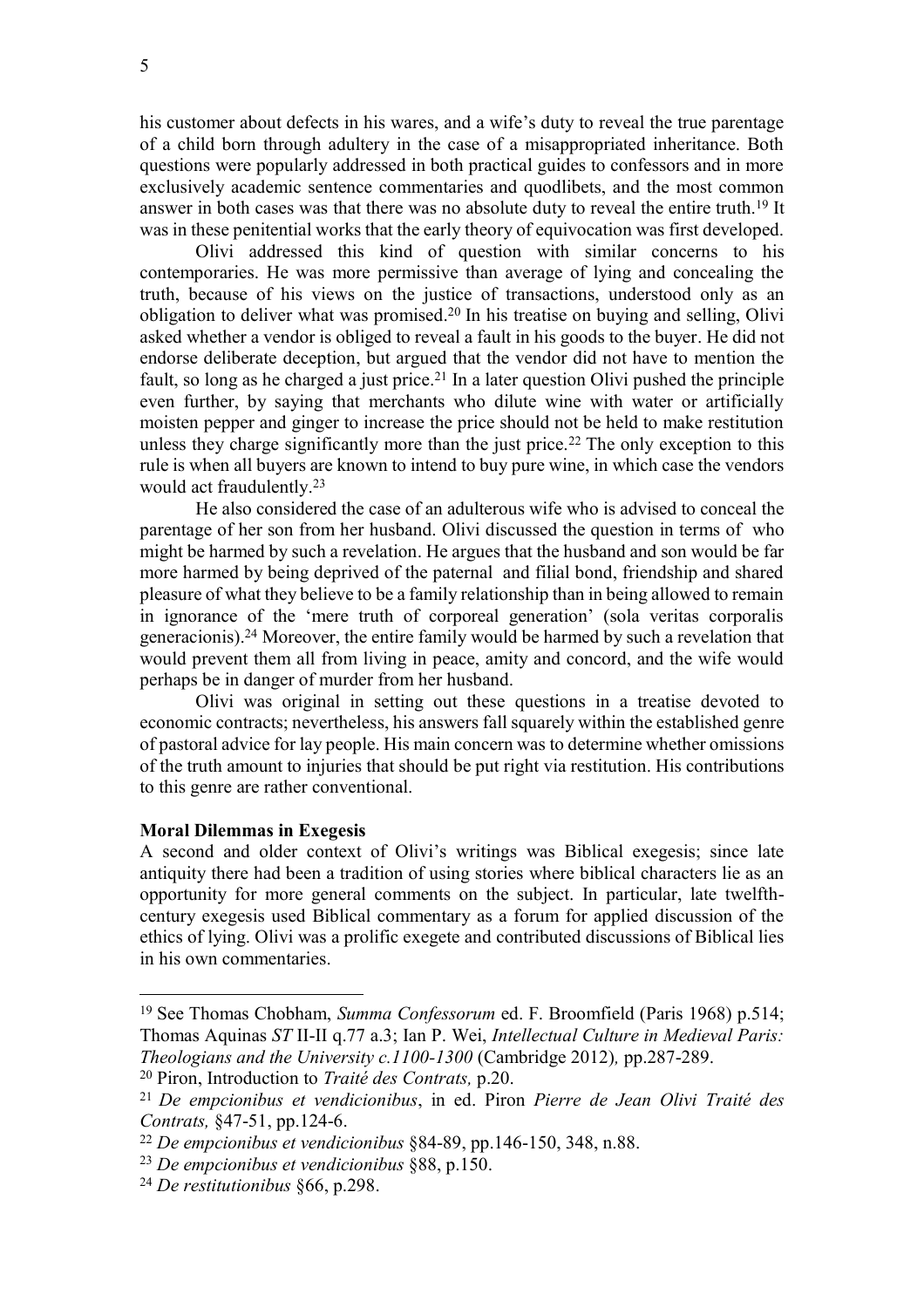his customer about defects in his wares, and a wife's duty to reveal the true parentage of a child born through adultery in the case of a misappropriated inheritance. Both questions were popularly addressed in both practical guides to confessors and in more exclusively academic sentence commentaries and quodlibets, and the most common answer in both cases was that there was no absolute duty to reveal the entire truth.[19] It was in these penitential works that the early theory of equivocation was first developed.

Olivi addressed this kind of question with similar concerns to his contemporaries. He was more permissive than average of lying and concealing the truth, because of his views on the justice of transactions, understood only as an obligation to deliver what was promised.[20] In his treatise on buying and selling, Olivi asked whether a vendor is obliged to reveal a fault in his goods to the buyer. He did not endorse deliberate deception, but argued that the vendor did not have to mention the fault, so long as he charged a just price.[21] In a later question Olivi pushed the principle even further, by saying that merchants who dilute wine with water or artificially moisten pepper and ginger to increase the price should not be held to make restitution unless they charge significantly more than the just price.[22] The only exception to this rule is when all buyers are known to intend to buy pure wine, in which case the vendors would act fraudulently.[23]

He also considered the case of an adulterous wife who is advised to conceal the parentage of her son from her husband. Olivi discussed the question in terms of who might be harmed by such a revelation. He argues that the husband and son would be far more harmed by being deprived of the paternal and filial bond, friendship and shared pleasure of what they believe to be a family relationship than in being allowed to remain in ignorance of the 'mere truth of corporeal generation' (sola veritas corporalis generacionis).[24] Moreover, the entire family would be harmed by such a revelation that would prevent them all from living in peace, amity and concord, and the wife would perhaps be in danger of murder from her husband.

Olivi was original in setting out these questions in a treatise devoted to economic contracts; nevertheless, his answers fall squarely within the established genre of pastoral advice for lay people. His main concern was to determine whether omissions of the truth amount to injuries that should be put right via restitution. His contributions to this genre are rather conventional.

**Moral Dilemmas in Exegesis**

A second and older context of Olivi's writings was Biblical exegesis; since late antiquity there had been a tradition of using stories where biblical characters lie as an opportunity for more general comments on the subject. In particular, late twelfth-century exegesis used Biblical commentary as a forum for applied discussion of the ethics of lying. Olivi was a prolific exegete and contributed discussions of Biblical lies in his own commentaries.

---

[19] See Thomas Chobham, *Summa Confessorum* ed. F. Broomfield (Paris 1968) p.514; Thomas Aquinas *ST* II-II q.77 a.3; Ian P. Wei, *Intellectual Culture in Medieval Paris: Theologians and the University c.1100-1300* (Cambridge 2012), pp.287-289.

[20] Piron, Introduction to *Traité des Contrats,* p.20.

[21] *De empcionibus et vendicionibus*, in ed. Piron *Pierre de Jean Olivi Traité des Contrats,* §47-51, pp.124-6.

[22] *De empcionibus et vendicionibus* §84-89, pp.146-150, 348, n.88.

[23] *De empcionibus et vendicionibus* §88, p.150.

[24] *De restitutionibus* §66, p.298.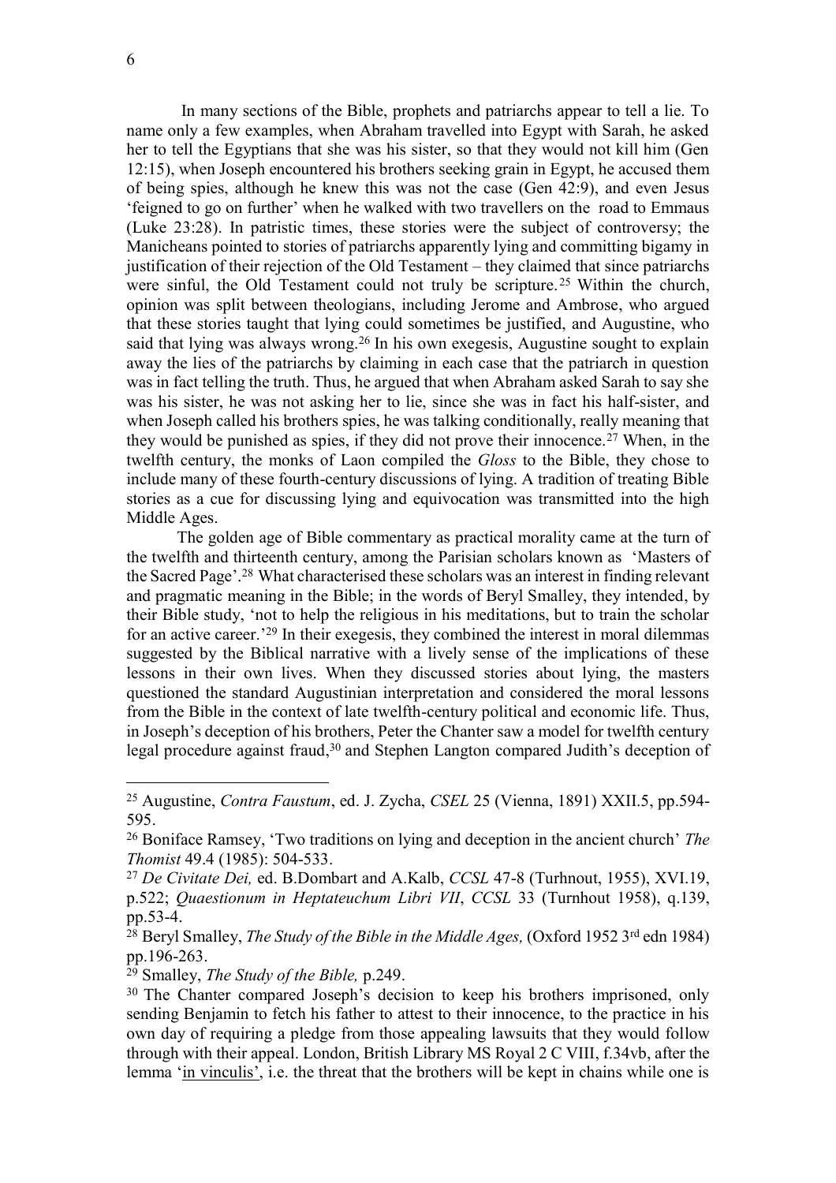In many sections of the Bible, prophets and patriarchs appear to tell a lie. To name only a few examples, when Abraham travelled into Egypt with Sarah, he asked her to tell the Egyptians that she was his sister, so that they would not kill him (Gen 12:15), when Joseph encountered his brothers seeking grain in Egypt, he accused them of being spies, although he knew this was not the case (Gen 42:9), and even Jesus 'feigned to go on further' when he walked with two travellers on the road to Emmaus (Luke 23:28). In patristic times, these stories were the subject of controversy; the Manicheans pointed to stories of patriarchs apparently lying and committing bigamy in justification of their rejection of the Old Testament – they claimed that since patriarchs were sinful, the Old Testament could not truly be scripture.[25] Within the church, opinion was split between theologians, including Jerome and Ambrose, who argued that these stories taught that lying could sometimes be justified, and Augustine, who said that lying was always wrong.[26] In his own exegesis, Augustine sought to explain away the lies of the patriarchs by claiming in each case that the patriarch in question was in fact telling the truth. Thus, he argued that when Abraham asked Sarah to say she was his sister, he was not asking her to lie, since she was in fact his half-sister, and when Joseph called his brothers spies, he was talking conditionally, really meaning that they would be punished as spies, if they did not prove their innocence.[27] When, in the twelfth century, the monks of Laon compiled the *Gloss* to the Bible, they chose to include many of these fourth-century discussions of lying. A tradition of treating Bible stories as a cue for discussing lying and equivocation was transmitted into the high Middle Ages.

The golden age of Bible commentary as practical morality came at the turn of the twelfth and thirteenth century, among the Parisian scholars known as 'Masters of the Sacred Page'.[28] What characterised these scholars was an interest in finding relevant and pragmatic meaning in the Bible; in the words of Beryl Smalley, they intended, by their Bible study, 'not to help the religious in his meditations, but to train the scholar for an active career.'[29] In their exegesis, they combined the interest in moral dilemmas suggested by the Biblical narrative with a lively sense of the implications of these lessons in their own lives. When they discussed stories about lying, the masters questioned the standard Augustinian interpretation and considered the moral lessons from the Bible in the context of late twelfth-century political and economic life. Thus, in Joseph's deception of his brothers, Peter the Chanter saw a model for twelfth century legal procedure against fraud,[30] and Stephen Langton compared Judith's deception of

---

[25] Augustine, *Contra Faustum*, ed. J. Zycha, *CSEL* 25 (Vienna, 1891) XXII.5, pp.594-595.

[26] Boniface Ramsey, 'Two traditions on lying and deception in the ancient church' *The Thomist* 49.4 (1985): 504-533.

[27] *De Civitate Dei,* ed. B.Dombart and A.Kalb, *CCSL* 47-8 (Turhnout, 1955), XVI.19, p.522; *Quaestionum in Heptateuchum Libri VII*, *CCSL* 33 (Turnhout 1958), q.139, pp.53-4.

[28] Beryl Smalley, *The Study of the Bible in the Middle Ages,* (Oxford 1952 3rd edn 1984) pp.196-263.

[29] Smalley, *The Study of the Bible,* p.249.

[30] The Chanter compared Joseph's decision to keep his brothers imprisoned, only sending Benjamin to fetch his father to attest to their innocence, to the practice in his own day of requiring a pledge from those appealing lawsuits that they would follow through with their appeal. London, British Library MS Royal 2 C VIII, f.34vb, after the lemma 'in vinculis', i.e. the threat that the brothers will be kept in chains while one is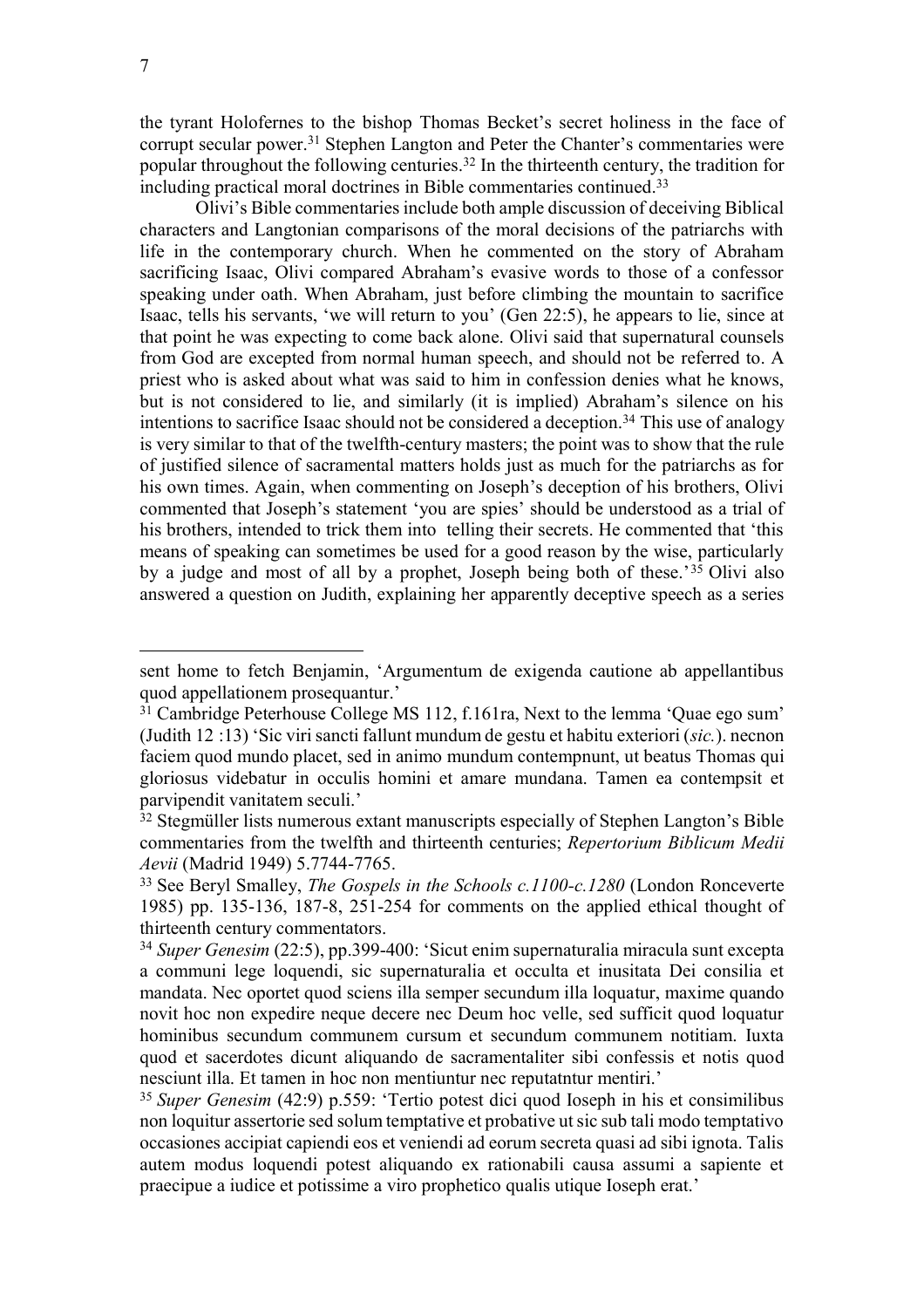the tyrant Holofernes to the bishop Thomas Becket's secret holiness in the face of corrupt secular power.[31] Stephen Langton and Peter the Chanter's commentaries were popular throughout the following centuries.[32] In the thirteenth century, the tradition for including practical moral doctrines in Bible commentaries continued.[33]

Olivi's Bible commentaries include both ample discussion of deceiving Biblical characters and Langtonian comparisons of the moral decisions of the patriarchs with life in the contemporary church. When he commented on the story of Abraham sacrificing Isaac, Olivi compared Abraham's evasive words to those of a confessor speaking under oath. When Abraham, just before climbing the mountain to sacrifice Isaac, tells his servants, 'we will return to you' (Gen 22:5), he appears to lie, since at that point he was expecting to come back alone. Olivi said that supernatural counsels from God are excepted from normal human speech, and should not be referred to. A priest who is asked about what was said to him in confession denies what he knows, but is not considered to lie, and similarly (it is implied) Abraham's silence on his intentions to sacrifice Isaac should not be considered a deception.[34] This use of analogy is very similar to that of the twelfth-century masters; the point was to show that the rule of justified silence of sacramental matters holds just as much for the patriarchs as for his own times. Again, when commenting on Joseph's deception of his brothers, Olivi commented that Joseph's statement 'you are spies' should be understood as a trial of his brothers, intended to trick them into telling their secrets. He commented that 'this means of speaking can sometimes be used for a good reason by the wise, particularly by a judge and most of all by a prophet, Joseph being both of these.'[35] Olivi also answered a question on Judith, explaining her apparently deceptive speech as a series

---

sent home to fetch Benjamin, 'Argumentum de exigenda cautione ab appellantibus quod appellationem prosequantur.'

[31] Cambridge Peterhouse College MS 112, f.161ra, Next to the lemma 'Quae ego sum' (Judith 12 :13) 'Sic viri sancti fallunt mundum de gestu et habitu exteriori (*sic.*). necnon faciem quod mundo placet, sed in animo mundum contempnunt, ut beatus Thomas qui gloriosus videbatur in occulis homini et amare mundana. Tamen ea contempsit et parvipendit vanitatem seculi.'

[32] Stegmüller lists numerous extant manuscripts especially of Stephen Langton's Bible commentaries from the twelfth and thirteenth centuries; *Repertorium Biblicum Medii Aevii* (Madrid 1949) 5.7744-7765.

[33] See Beryl Smalley, *The Gospels in the Schools c.1100-c.1280* (London Ronceverte 1985) pp. 135-136, 187-8, 251-254 for comments on the applied ethical thought of thirteenth century commentators.

[34] *Super Genesim* (22:5), pp.399-400: 'Sicut enim supernaturalia miracula sunt excepta a communi lege loquendi, sic supernaturalia et occulta et inusitata Dei consilia et mandata. Nec oportet quod sciens illa semper secundum illa loquatur, maxime quando novit hoc non expedire neque decere nec Deum hoc velle, sed sufficit quod loquatur hominibus secundum communem cursum et secundum communem notitiam. Iuxta quod et sacerdotes dicunt aliquando de sacramentaliter sibi confessis et notis quod nesciunt illa. Et tamen in hoc non mentiuntur nec reputatntur mentiri.'

[35] *Super Genesim* (42:9) p.559: 'Tertio potest dici quod Ioseph in his et consimilibus non loquitur assertorie sed solum temptative et probative ut sic sub tali modo temptativo occasiones accipiat capiendi eos et veniendi ad eorum secreta quasi ad sibi ignota. Talis autem modus loquendi potest aliquando ex rationabili causa assumi a sapiente et praecipue a iudice et potissime a viro prophetico qualis utique Ioseph erat.'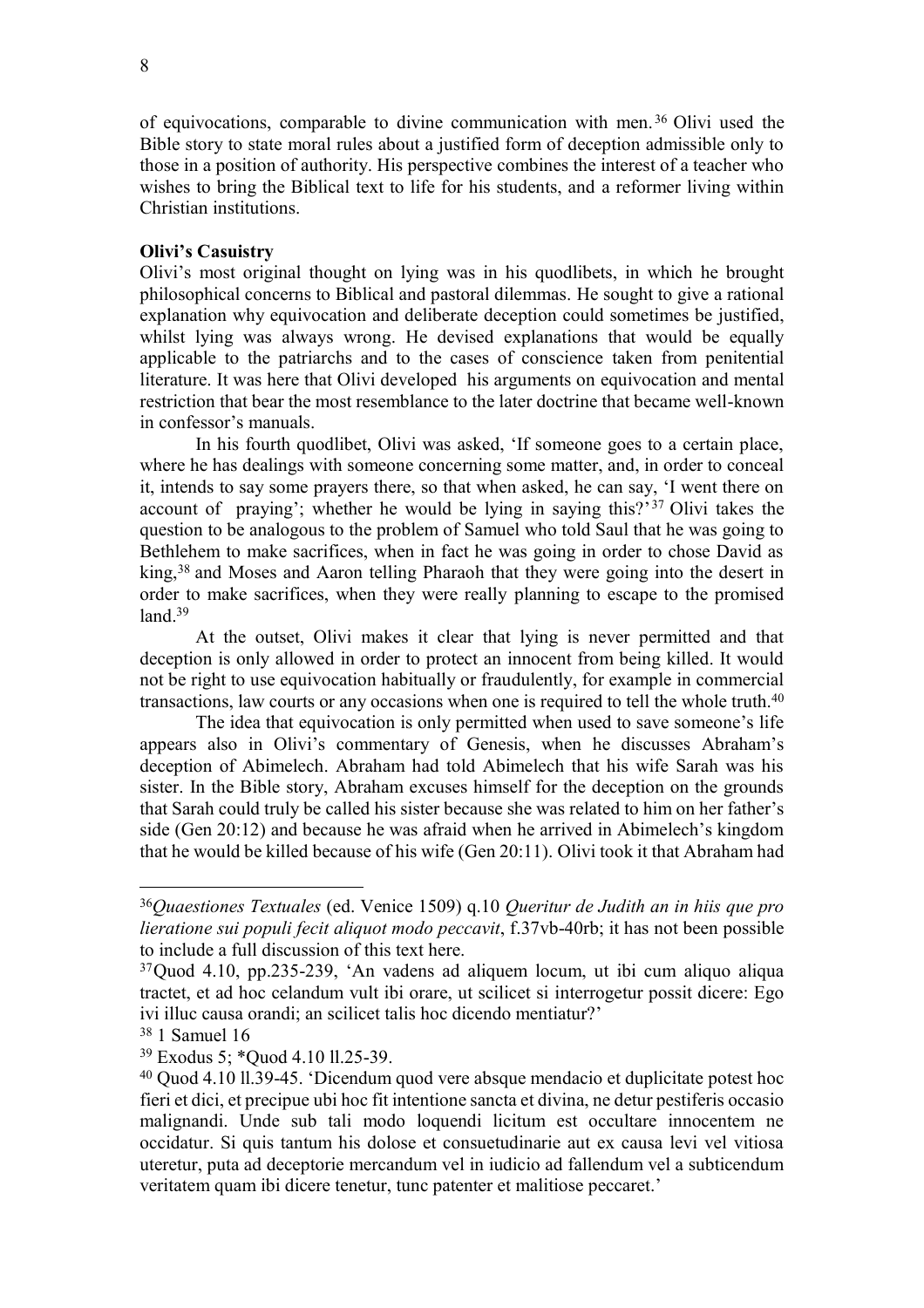of equivocations, comparable to divine communication with men.[36] Olivi used the Bible story to state moral rules about a justified form of deception admissible only to those in a position of authority. His perspective combines the interest of a teacher who wishes to bring the Biblical text to life for his students, and a reformer living within Christian institutions.

**Olivi's Casuistry**

Olivi's most original thought on lying was in his quodlibets, in which he brought philosophical concerns to Biblical and pastoral dilemmas. He sought to give a rational explanation why equivocation and deliberate deception could sometimes be justified, whilst lying was always wrong. He devised explanations that would be equally applicable to the patriarchs and to the cases of conscience taken from penitential literature. It was here that Olivi developed his arguments on equivocation and mental restriction that bear the most resemblance to the later doctrine that became well-known in confessor's manuals.

In his fourth quodlibet, Olivi was asked, 'If someone goes to a certain place, where he has dealings with someone concerning some matter, and, in order to conceal it, intends to say some prayers there, so that when asked, he can say, 'I went there on account of praying'; whether he would be lying in saying this?'[37] Olivi takes the question to be analogous to the problem of Samuel who told Saul that he was going to Bethlehem to make sacrifices, when in fact he was going in order to chose David as king,[38] and Moses and Aaron telling Pharaoh that they were going into the desert in order to make sacrifices, when they were really planning to escape to the promised land.[39]

At the outset, Olivi makes it clear that lying is never permitted and that deception is only allowed in order to protect an innocent from being killed. It would not be right to use equivocation habitually or fraudulently, for example in commercial transactions, law courts or any occasions when one is required to tell the whole truth.[40]

The idea that equivocation is only permitted when used to save someone's life appears also in Olivi's commentary of Genesis, when he discusses Abraham's deception of Abimelech. Abraham had told Abimelech that his wife Sarah was his sister. In the Bible story, Abraham excuses himself for the deception on the grounds that Sarah could truly be called his sister because she was related to him on her father's side (Gen 20:12) and because he was afraid when he arrived in Abimelech's kingdom that he would be killed because of his wife (Gen 20:11). Olivi took it that Abraham had

---

[36] *Quaestiones Textuales* (ed. Venice 1509) q.10 *Queritur de Judith an in hiis que pro lieratione sui populi fecit aliquot modo peccavit*, f.37vb-40rb; it has not been possible to include a full discussion of this text here.

[37] Quod 4.10, pp.235-239, 'An vadens ad aliquem locum, ut ibi cum aliquo aliqua tractet, et ad hoc celandum vult ibi orare, ut scilicet si interrogetur possit dicere: Ego ivi illuc causa orandi; an scilicet talis hoc dicendo mentiatur?'

[38] 1 Samuel 16

[39] Exodus 5; *Quod 4.10 ll.25-39.

[40] Quod 4.10 ll.39-45. 'Dicendum quod vere absque mendacio et duplicitate potest hoc fieri et dici, et precipue ubi hoc fit intentione sancta et divina, ne detur pestiferis occasio malignandi. Unde sub tali modo loquendi licitum est occultare innocentem ne occidatur. Si quis tantum his dolose et consuetudinarie aut ex causa levi vel vitiosa uteretur, puta ad deceptorie mercandum vel in iudicio ad fallendum vel a subticendum veritatem quam ibi dicere tenetur, tunc patenter et malitiose peccaret.'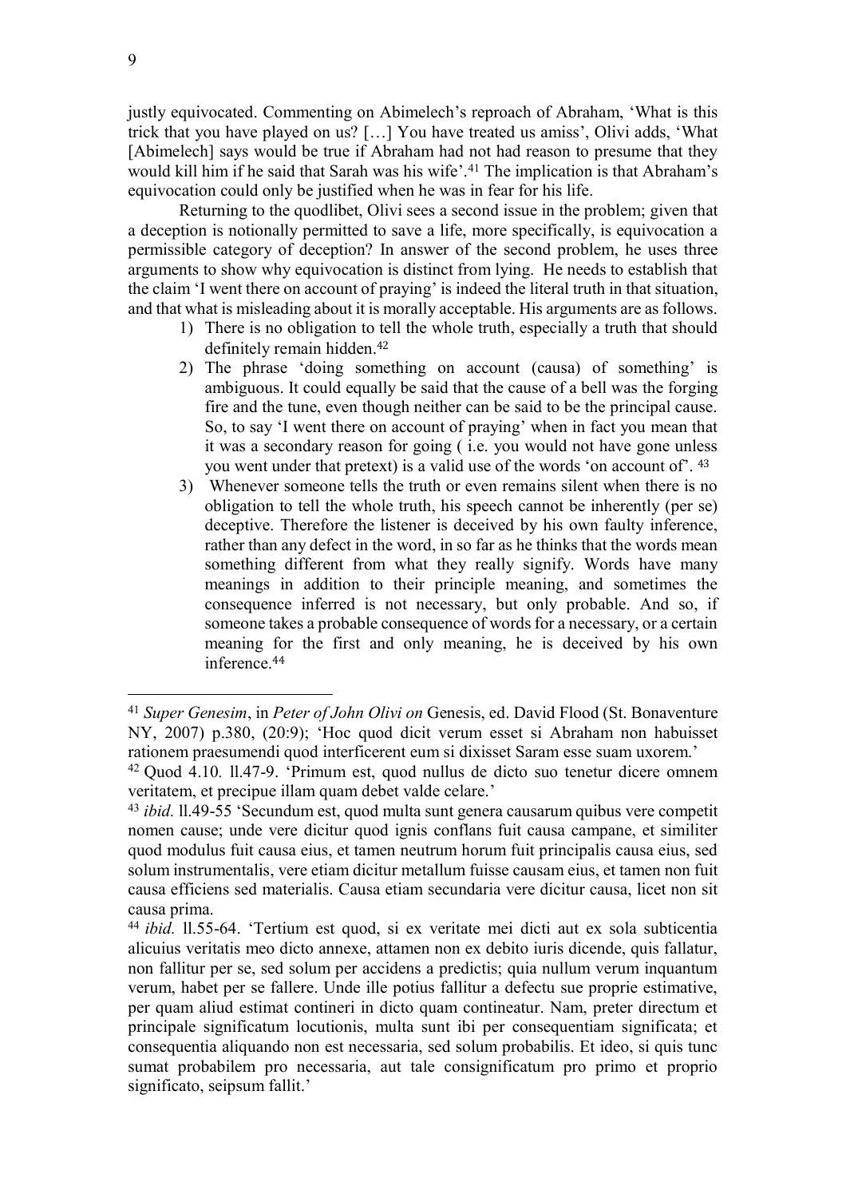justly equivocated. Commenting on Abimelech's reproach of Abraham, 'What is this trick that you have played on us? […] You have treated us amiss', Olivi adds, 'What [Abimelech] says would be true if Abraham had not had reason to presume that they would kill him if he said that Sarah was his wife'.[41] The implication is that Abraham's equivocation could only be justified when he was in fear for his life.

Returning to the quodlibet, Olivi sees a second issue in the problem; given that a deception is notionally permitted to save a life, more specifically, is equivocation a permissible category of deception? In answer of the second problem, he uses three arguments to show why equivocation is distinct from lying. He needs to establish that the claim 'I went there on account of praying' is indeed the literal truth in that situation, and that what is misleading about it is morally acceptable. His arguments are as follows.

1) There is no obligation to tell the whole truth, especially a truth that should definitely remain hidden.[42]
2) The phrase 'doing something on account (causa) of something' is ambiguous. It could equally be said that the cause of a bell was the forging fire and the tune, even though neither can be said to be the principal cause. So, to say 'I went there on account of praying' when in fact you mean that it was a secondary reason for going ( i.e. you would not have gone unless you went under that pretext) is a valid use of the words 'on account of'. [43]
3) Whenever someone tells the truth or even remains silent when there is no obligation to tell the whole truth, his speech cannot be inherently (per se) deceptive. Therefore the listener is deceived by his own faulty inference, rather than any defect in the word, in so far as he thinks that the words mean something different from what they really signify. Words have many meanings in addition to their principle meaning, and sometimes the consequence inferred is not necessary, but only probable. And so, if someone takes a probable consequence of words for a necessary, or a certain meaning for the first and only meaning, he is deceived by his own inference.[44]

---

[41] *Super Genesim*, in *Peter of John Olivi on* Genesis, ed. David Flood (St. Bonaventure NY, 2007) p.380, (20:9); 'Hoc quod dicit verum esset si Abraham non habuisset rationem praesumendi quod interficerent eum si dixisset Saram esse suam uxorem.'

[42] Quod 4.10. ll.47-9. 'Primum est, quod nullus de dicto suo tenetur dicere omnem veritatem, et precipue illam quam debet valde celare.'

[43] *ibid.* ll.49-55 'Secundum est, quod multa sunt genera causarum quibus vere competit nomen cause; unde vere dicitur quod ignis conflans fuit causa campane, et similiter quod modulus fuit causa eius, et tamen neutrum horum fuit principalis causa eius, sed solum instrumentalis, vere etiam dicitur metallum fuisse causam eius, et tamen non fuit causa efficiens sed materialis. Causa etiam secundaria vere dicitur causa, licet non sit causa prima.

[44] *ibid.* ll.55-64. 'Tertium est quod, si ex veritate mei dicti aut ex sola subticentia alicuius veritatis meo dicto annexe, attamen non ex debito iuris dicende, quis fallatur, non fallitur per se, sed solum per accidens a predictis; quia nullum verum inquantum verum, habet per se fallere. Unde ille potius fallitur a defectu sue proprie estimative, per quam aliud estimat contineri in dicto quam contineatur. Nam, preter directum et principale significatum locutionis, multa sunt ibi per consequentiam significata; et consequentia aliquando non est necessaria, sed solum probabilis. Et ideo, si quis tunc sumat probabilem pro necessaria, aut tale consignificatum pro primo et proprio significato, seipsum fallit.'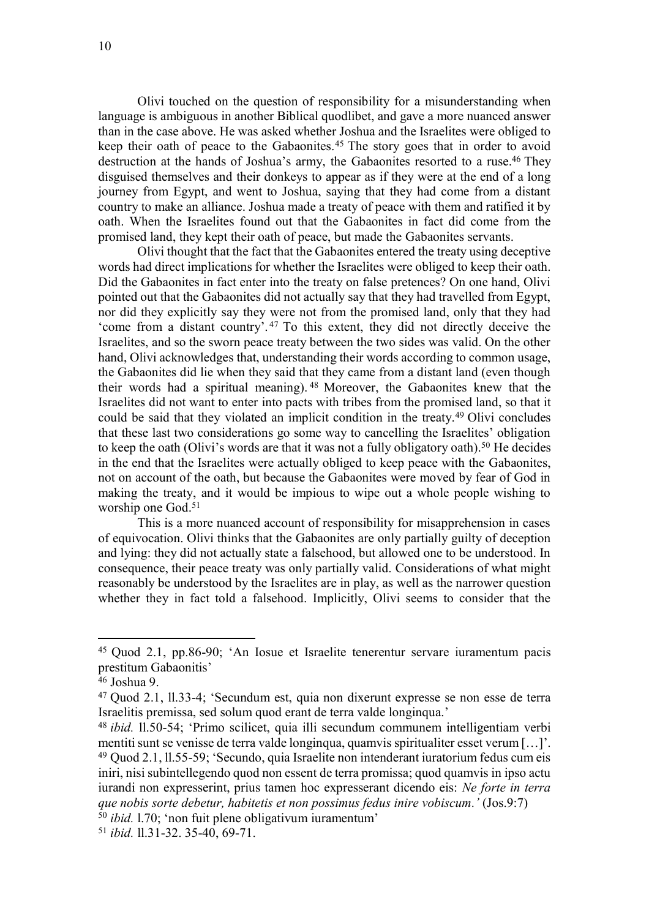Olivi touched on the question of responsibility for a misunderstanding when language is ambiguous in another Biblical quodlibet, and gave a more nuanced answer than in the case above. He was asked whether Joshua and the Israelites were obliged to keep their oath of peace to the Gabaonites.[45] The story goes that in order to avoid destruction at the hands of Joshua's army, the Gabaonites resorted to a ruse.[46] They disguised themselves and their donkeys to appear as if they were at the end of a long journey from Egypt, and went to Joshua, saying that they had come from a distant country to make an alliance. Joshua made a treaty of peace with them and ratified it by oath. When the Israelites found out that the Gabaonites in fact did come from the promised land, they kept their oath of peace, but made the Gabaonites servants.

Olivi thought that the fact that the Gabaonites entered the treaty using deceptive words had direct implications for whether the Israelites were obliged to keep their oath. Did the Gabaonites in fact enter into the treaty on false pretences? On one hand, Olivi pointed out that the Gabaonites did not actually say that they had travelled from Egypt, nor did they explicitly say they were not from the promised land, only that they had 'come from a distant country'.[47] To this extent, they did not directly deceive the Israelites, and so the sworn peace treaty between the two sides was valid. On the other hand, Olivi acknowledges that, understanding their words according to common usage, the Gabaonites did lie when they said that they came from a distant land (even though their words had a spiritual meaning).[48] Moreover, the Gabaonites knew that the Israelites did not want to enter into pacts with tribes from the promised land, so that it could be said that they violated an implicit condition in the treaty.[49] Olivi concludes that these last two considerations go some way to cancelling the Israelites' obligation to keep the oath (Olivi's words are that it was not a fully obligatory oath).[50] He decides in the end that the Israelites were actually obliged to keep peace with the Gabaonites, not on account of the oath, but because the Gabaonites were moved by fear of God in making the treaty, and it would be impious to wipe out a whole people wishing to worship one God.[51]

This is a more nuanced account of responsibility for misapprehension in cases of equivocation. Olivi thinks that the Gabaonites are only partially guilty of deception and lying: they did not actually state a falsehood, but allowed one to be understood. In consequence, their peace treaty was only partially valid. Considerations of what might reasonably be understood by the Israelites are in play, as well as the narrower question whether they in fact told a falsehood. Implicitly, Olivi seems to consider that the

---

[45] Quod 2.1, pp.86-90; 'An Iosue et Israelite tenerentur servare iuramentum pacis prestitum Gabaonitis'

[46] Joshua 9.

[47] Quod 2.1, ll.33-4; 'Secundum est, quia non dixerunt expresse se non esse de terra Israelitis premissa, sed solum quod erant de terra valde longinqua.'

[48] *ibid.* ll.50-54; 'Primo scilicet, quia illi secundum communem intelligentiam verbi mentiti sunt se venisse de terra valde longinqua, quamvis spiritualiter esset verum […]'.

[49] Quod 2.1, ll.55-59; 'Secundo, quia Israelite non intenderant iuratorium fedus cum eis iniri, nisi subintellegendo quod non essent de terra promissa; quod quamvis in ipso actu iurandi non expresserint, prius tamen hoc expresserant dicendo eis: *Ne forte in terra que nobis sorte debetur, habitetis et non possimus fedus inire vobiscum.'* (Jos.9:7)

[50] *ibid.* l.70; 'non fuit plene obligativum iuramentum'

[51] *ibid.* ll.31-32. 35-40, 69-71.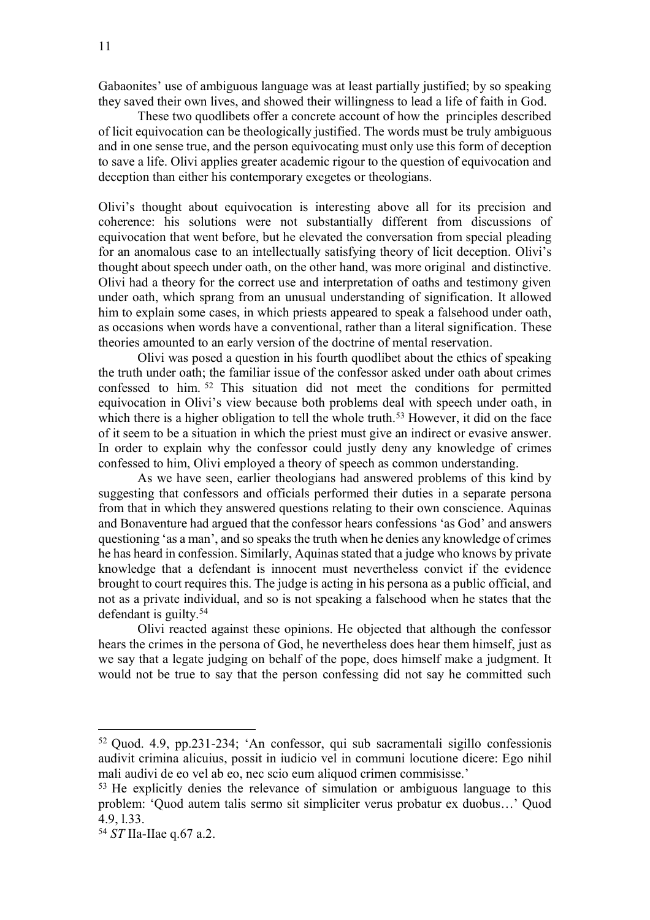Gabaonites' use of ambiguous language was at least partially justified; by so speaking they saved their own lives, and showed their willingness to lead a life of faith in God.

These two quodlibets offer a concrete account of how the principles described of licit equivocation can be theologically justified. The words must be truly ambiguous and in one sense true, and the person equivocating must only use this form of deception to save a life. Olivi applies greater academic rigour to the question of equivocation and deception than either his contemporary exegetes or theologians.

Olivi's thought about equivocation is interesting above all for its precision and coherence: his solutions were not substantially different from discussions of equivocation that went before, but he elevated the conversation from special pleading for an anomalous case to an intellectually satisfying theory of licit deception. Olivi's thought about speech under oath, on the other hand, was more original and distinctive. Olivi had a theory for the correct use and interpretation of oaths and testimony given under oath, which sprang from an unusual understanding of signification. It allowed him to explain some cases, in which priests appeared to speak a falsehood under oath, as occasions when words have a conventional, rather than a literal signification. These theories amounted to an early version of the doctrine of mental reservation.

Olivi was posed a question in his fourth quodlibet about the ethics of speaking the truth under oath; the familiar issue of the confessor asked under oath about crimes confessed to him.[52] This situation did not meet the conditions for permitted equivocation in Olivi's view because both problems deal with speech under oath, in which there is a higher obligation to tell the whole truth.[53] However, it did on the face of it seem to be a situation in which the priest must give an indirect or evasive answer. In order to explain why the confessor could justly deny any knowledge of crimes confessed to him, Olivi employed a theory of speech as common understanding.

As we have seen, earlier theologians had answered problems of this kind by suggesting that confessors and officials performed their duties in a separate persona from that in which they answered questions relating to their own conscience. Aquinas and Bonaventure had argued that the confessor hears confessions 'as God' and answers questioning 'as a man', and so speaks the truth when he denies any knowledge of crimes he has heard in confession. Similarly, Aquinas stated that a judge who knows by private knowledge that a defendant is innocent must nevertheless convict if the evidence brought to court requires this. The judge is acting in his persona as a public official, and not as a private individual, and so is not speaking a falsehood when he states that the defendant is guilty.[54]

Olivi reacted against these opinions. He objected that although the confessor hears the crimes in the persona of God, he nevertheless does hear them himself, just as we say that a legate judging on behalf of the pope, does himself make a judgment. It would not be true to say that the person confessing did not say he committed such

---

[52] Quod. 4.9, pp.231-234; 'An confessor, qui sub sacramentali sigillo confessionis audivit crimina alicuius, possit in iudicio vel in communi locutione dicere: Ego nihil mali audivi de eo vel ab eo, nec scio eum aliquod crimen commisisse.'

[53] He explicitly denies the relevance of simulation or ambiguous language to this problem: 'Quod autem talis sermo sit simpliciter verus probatur ex duobus…' Quod 4.9, l.33.

[54] *ST* IIa-IIae q.67 a.2.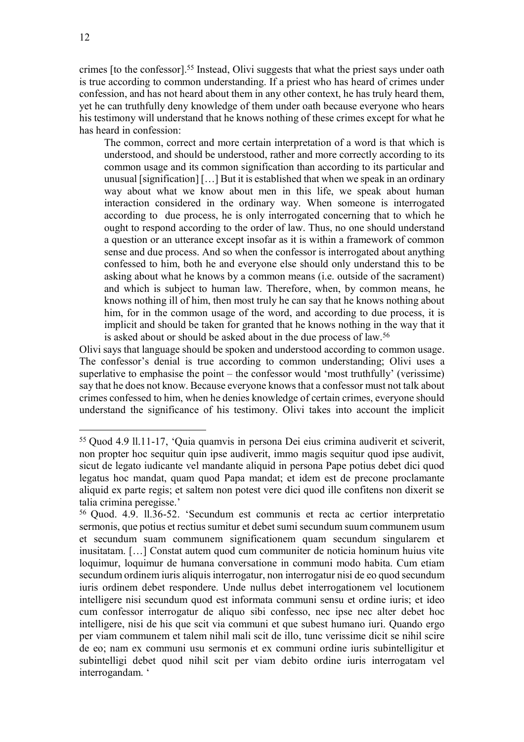crimes [to the confessor].[55] Instead, Olivi suggests that what the priest says under oath is true according to common understanding. If a priest who has heard of crimes under confession, and has not heard about them in any other context, he has truly heard them, yet he can truthfully deny knowledge of them under oath because everyone who hears his testimony will understand that he knows nothing of these crimes except for what he has heard in confession:

> The common, correct and more certain interpretation of a word is that which is understood, and should be understood, rather and more correctly according to its common usage and its common signification than according to its particular and unusual [signification] […] But it is established that when we speak in an ordinary way about what we know about men in this life, we speak about human interaction considered in the ordinary way. When someone is interrogated according to due process, he is only interrogated concerning that to which he ought to respond according to the order of law. Thus, no one should understand a question or an utterance except insofar as it is within a framework of common sense and due process. And so when the confessor is interrogated about anything confessed to him, both he and everyone else should only understand this to be asking about what he knows by a common means (i.e. outside of the sacrament) and which is subject to human law. Therefore, when, by common means, he knows nothing ill of him, then most truly he can say that he knows nothing about him, for in the common usage of the word, and according to due process, it is implicit and should be taken for granted that he knows nothing in the way that it is asked about or should be asked about in the due process of law.[56]

Olivi says that language should be spoken and understood according to common usage. The confessor's denial is true according to common understanding; Olivi uses a superlative to emphasise the point – the confessor would 'most truthfully' (verissime) say that he does not know. Because everyone knows that a confessor must not talk about crimes confessed to him, when he denies knowledge of certain crimes, everyone should understand the significance of his testimony. Olivi takes into account the implicit

---

[55] Quod 4.9 ll.11-17, 'Quia quamvis in persona Dei eius crimina audiverit et sciverit, non propter hoc sequitur quin ipse audiverit, immo magis sequitur quod ipse audivit, sicut de legato iudicante vel mandante aliquid in persona Pape potius debet dici quod legatus hoc mandat, quam quod Papa mandat; et idem est de precone proclamante aliquid ex parte regis; et saltem non potest vere dici quod ille confitens non dixerit se talia crimina peregisse.'

[56] Quod. 4.9. ll.36-52. 'Secundum est communis et recta ac certior interpretatio sermonis, que potius et rectius sumitur et debet sumi secundum suum communem usum et secundum suam communem significationem quam secundum singularem et inusitatam. […] Constat autem quod cum communiter de noticia hominum huius vite loquimur, loquimur de humana conversatione in communi modo habita. Cum etiam secundum ordinem iuris aliquis interrogatur, non interrogatur nisi de eo quod secundum iuris ordinem debet respondere. Unde nullus debet interrogationem vel locutionem intelligere nisi secundum quod est informata communi sensu et ordine iuris; et ideo cum confessor interrogatur de aliquo sibi confesso, nec ipse nec alter debet hoc intelligere, nisi de his que scit via communi et que subest humano iuri. Quando ergo per viam communem et talem nihil mali scit de illo, tunc verissime dicit se nihil scire de eo; nam ex communi usu sermonis et ex communi ordine iuris subintelligitur et subintelligi debet quod nihil scit per viam debito ordine iuris interrogatam vel interrogandam. '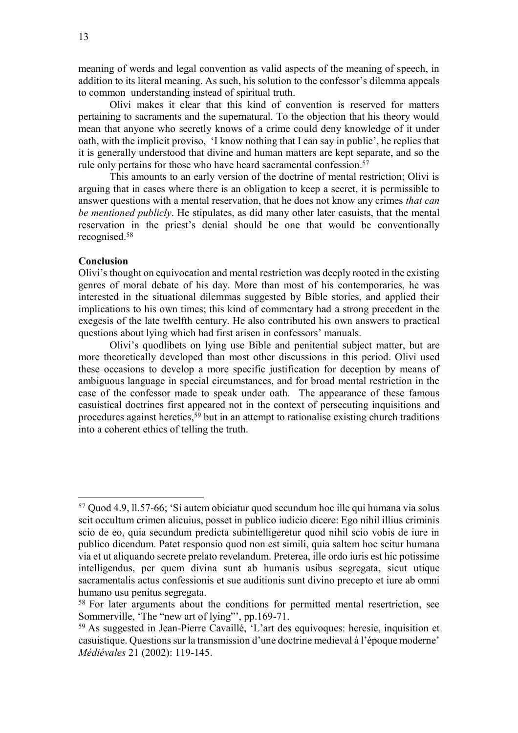meaning of words and legal convention as valid aspects of the meaning of speech, in addition to its literal meaning. As such, his solution to the confessor's dilemma appeals to common understanding instead of spiritual truth.

Olivi makes it clear that this kind of convention is reserved for matters pertaining to sacraments and the supernatural. To the objection that his theory would mean that anyone who secretly knows of a crime could deny knowledge of it under oath, with the implicit proviso, 'I know nothing that I can say in public', he replies that it is generally understood that divine and human matters are kept separate, and so the rule only pertains for those who have heard sacramental confession.[57]

This amounts to an early version of the doctrine of mental restriction; Olivi is arguing that in cases where there is an obligation to keep a secret, it is permissible to answer questions with a mental reservation, that he does not know any crimes *that can be mentioned publicly*. He stipulates, as did many other later casuists, that the mental reservation in the priest's denial should be one that would be conventionally recognised.[58]

**Conclusion**

Olivi's thought on equivocation and mental restriction was deeply rooted in the existing genres of moral debate of his day. More than most of his contemporaries, he was interested in the situational dilemmas suggested by Bible stories, and applied their implications to his own times; this kind of commentary had a strong precedent in the exegesis of the late twelfth century. He also contributed his own answers to practical questions about lying which had first arisen in confessors' manuals.

Olivi's quodlibets on lying use Bible and penitential subject matter, but are more theoretically developed than most other discussions in this period. Olivi used these occasions to develop a more specific justification for deception by means of ambiguous language in special circumstances, and for broad mental restriction in the case of the confessor made to speak under oath. The appearance of these famous casuistical doctrines first appeared not in the context of persecuting inquisitions and procedures against heretics,[59] but in an attempt to rationalise existing church traditions into a coherent ethics of telling the truth.

---

[57] Quod 4.9, ll.57-66; 'Si autem obiciatur quod secundum hoc ille qui humana via solus scit occultum crimen alicuius, posset in publico iudicio dicere: Ego nihil illius criminis scio de eo, quia secundum predicta subintelligeretur quod nihil scio vobis de iure in publico dicendum. Patet responsio quod non est simili, quia saltem hoc scitur humana via et ut aliquando secrete prelato revelandum. Preterea, ille ordo iuris est hic potissime intelligendus, per quem divina sunt ab humanis usibus segregata, sicut utique sacramentalis actus confessionis et sue auditionis sunt divino precepto et iure ab omni humano usu penitus segregata.

[58] For later arguments about the conditions for permitted mental resertriction, see Sommerville, 'The "new art of lying"', pp.169-71.

[59] As suggested in Jean-Pierre Cavaillé, 'L'art des equivoques: heresie, inquisition et casuistique. Questions sur la transmission d'une doctrine medieval à l'époque moderne' *Médiévales* 21 (2002): 119-145.